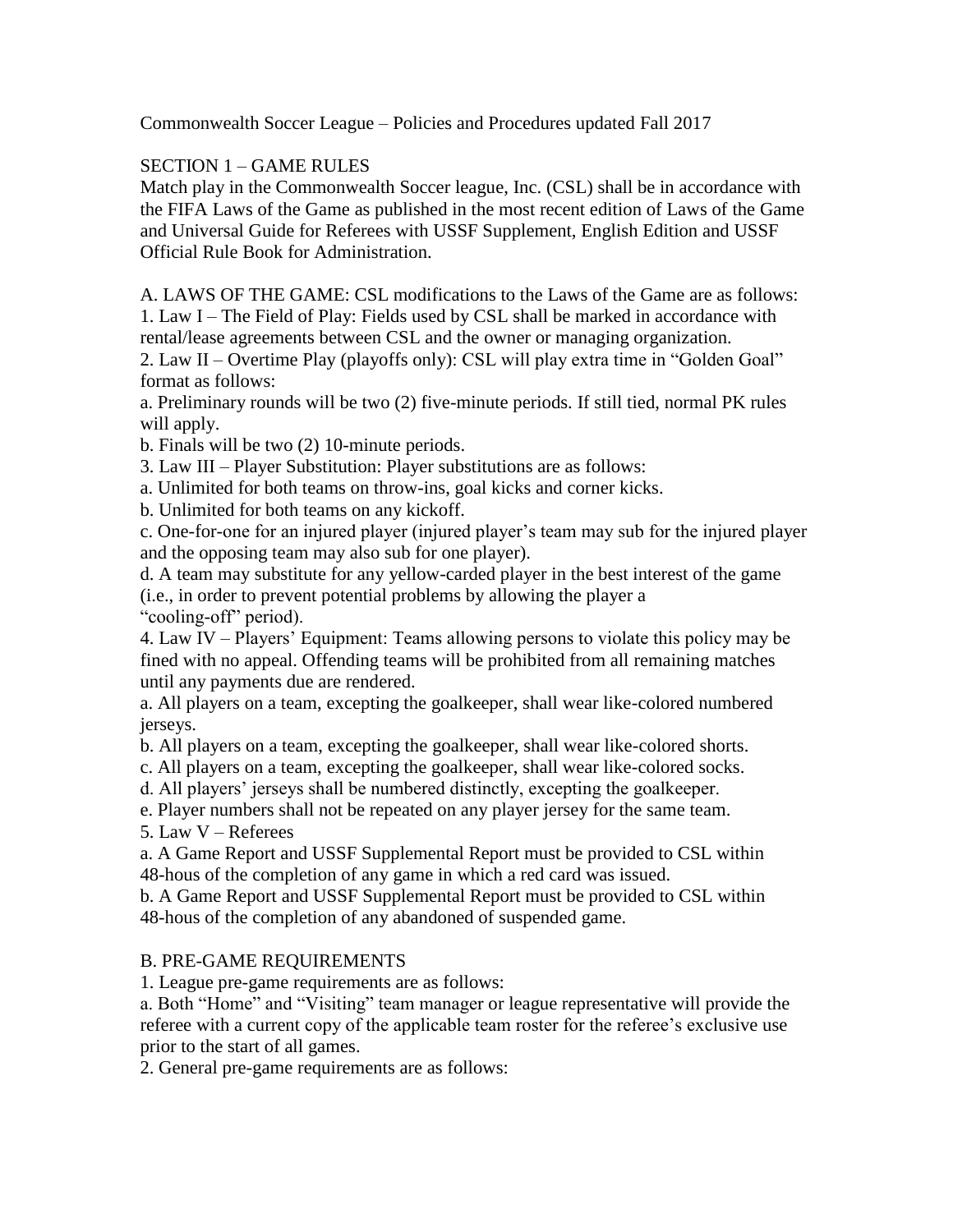Commonwealth Soccer League – Policies and Procedures updated Fall 2017

## SECTION 1 – GAME RULES

Match play in the Commonwealth Soccer league, Inc. (CSL) shall be in accordance with the FIFA Laws of the Game as published in the most recent edition of Laws of the Game and Universal Guide for Referees with USSF Supplement, English Edition and USSF Official Rule Book for Administration.

### A. LAWS OF THE GAME: CSL modifications to the Laws of the Game are as follows:

1. Law I – The Field of Play: Fields used by CSL shall be marked in accordance with rental/lease agreements between CSL and the owner or managing organization.
2. Law II – Overtime Play (playoffs only): CSL will play extra time in "Golden Goal" format as follows:
   a. Preliminary rounds will be two (2) five-minute periods. If still tied, normal PK rules will apply.
   b. Finals will be two (2) 10-minute periods.
3. Law III – Player Substitution: Player substitutions are as follows:
   a. Unlimited for both teams on throw-ins, goal kicks and corner kicks.
   b. Unlimited for both teams on any kickoff.
   c. One-for-one for an injured player (injured player's team may sub for the injured player and the opposing team may also sub for one player).
   d. A team may substitute for any yellow-carded player in the best interest of the game (i.e., in order to prevent potential problems by allowing the player a "cooling-off" period).
4. Law IV – Players' Equipment: Teams allowing persons to violate this policy may be fined with no appeal. Offending teams will be prohibited from all remaining matches until any payments due are rendered.
   a. All players on a team, excepting the goalkeeper, shall wear like-colored numbered jerseys.
   b. All players on a team, excepting the goalkeeper, shall wear like-colored shorts.
   c. All players on a team, excepting the goalkeeper, shall wear like-colored socks.
   d. All players' jerseys shall be numbered distinctly, excepting the goalkeeper.
   e. Player numbers shall not be repeated on any player jersey for the same team.
5. Law V – Referees
   a. A Game Report and USSF Supplemental Report must be provided to CSL within 48-hous of the completion of any game in which a red card was issued.
   b. A Game Report and USSF Supplemental Report must be provided to CSL within 48-hous of the completion of any abandoned of suspended game.

### B. PRE-GAME REQUIREMENTS

1. League pre-game requirements are as follows:
   a. Both "Home" and "Visiting" team manager or league representative will provide the referee with a current copy of the applicable team roster for the referee's exclusive use prior to the start of all games.
2. General pre-game requirements are as follows: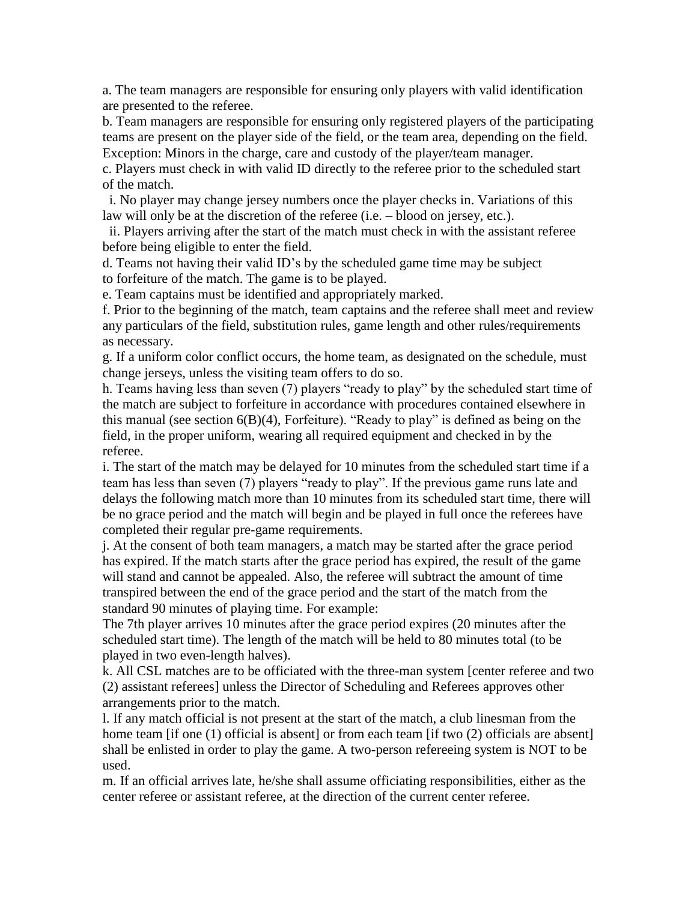a. The team managers are responsible for ensuring only players with valid identification are presented to the referee.

b. Team managers are responsible for ensuring only registered players of the participating teams are present on the player side of the field, or the team area, depending on the field. Exception: Minors in the charge, care and custody of the player/team manager.

c. Players must check in with valid ID directly to the referee prior to the scheduled start of the match.

  i. No player may change jersey numbers once the player checks in. Variations of this law will only be at the discretion of the referee (i.e. – blood on jersey, etc.).

  ii. Players arriving after the start of the match must check in with the assistant referee before being eligible to enter the field.

d. Teams not having their valid ID's by the scheduled game time may be subject to forfeiture of the match. The game is to be played.

e. Team captains must be identified and appropriately marked.

f. Prior to the beginning of the match, team captains and the referee shall meet and review any particulars of the field, substitution rules, game length and other rules/requirements as necessary.

g. If a uniform color conflict occurs, the home team, as designated on the schedule, must change jerseys, unless the visiting team offers to do so.

h. Teams having less than seven (7) players "ready to play" by the scheduled start time of the match are subject to forfeiture in accordance with procedures contained elsewhere in this manual (see section 6(B)(4), Forfeiture). "Ready to play" is defined as being on the field, in the proper uniform, wearing all required equipment and checked in by the referee.

i. The start of the match may be delayed for 10 minutes from the scheduled start time if a team has less than seven (7) players "ready to play". If the previous game runs late and delays the following match more than 10 minutes from its scheduled start time, there will be no grace period and the match will begin and be played in full once the referees have completed their regular pre-game requirements.

j. At the consent of both team managers, a match may be started after the grace period has expired. If the match starts after the grace period has expired, the result of the game will stand and cannot be appealed. Also, the referee will subtract the amount of time transpired between the end of the grace period and the start of the match from the standard 90 minutes of playing time. For example:

The 7th player arrives 10 minutes after the grace period expires (20 minutes after the scheduled start time). The length of the match will be held to 80 minutes total (to be played in two even-length halves).

k. All CSL matches are to be officiated with the three-man system [center referee and two (2) assistant referees] unless the Director of Scheduling and Referees approves other arrangements prior to the match.

l. If any match official is not present at the start of the match, a club linesman from the home team [if one (1) official is absent] or from each team [if two (2) officials are absent] shall be enlisted in order to play the game. A two-person refereeing system is NOT to be used.

m. If an official arrives late, he/she shall assume officiating responsibilities, either as the center referee or assistant referee, at the direction of the current center referee.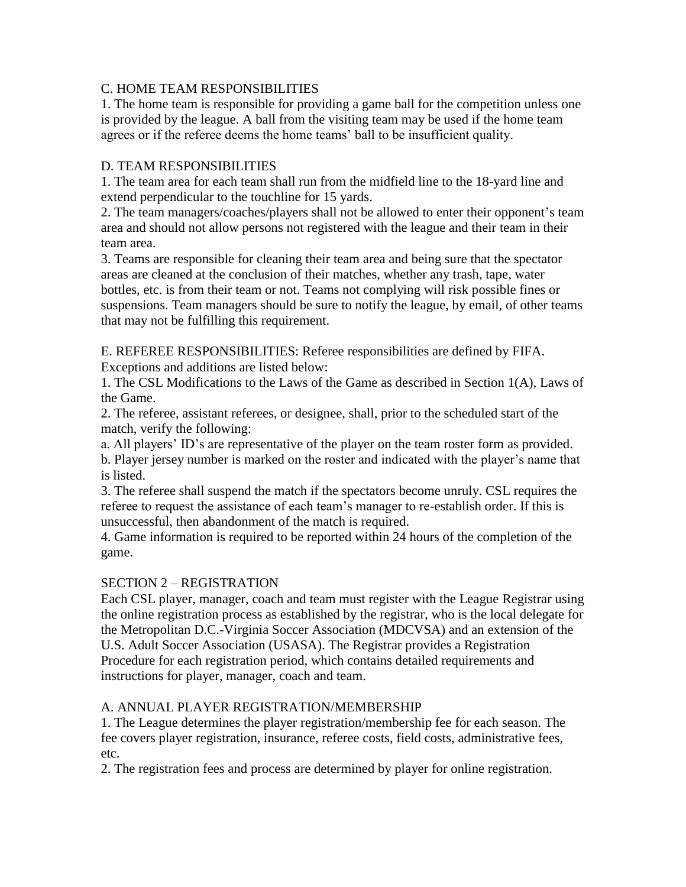### C. HOME TEAM RESPONSIBILITIES

1. The home team is responsible for providing a game ball for the competition unless one is provided by the league. A ball from the visiting team may be used if the home team agrees or if the referee deems the home teams' ball to be insufficient quality.

### D. TEAM RESPONSIBILITIES

1. The team area for each team shall run from the midfield line to the 18-yard line and extend perpendicular to the touchline for 15 yards.
2. The team managers/coaches/players shall not be allowed to enter their opponent's team area and should not allow persons not registered with the league and their team in their team area.
3. Teams are responsible for cleaning their team area and being sure that the spectator areas are cleaned at the conclusion of their matches, whether any trash, tape, water bottles, etc. is from their team or not. Teams not complying will risk possible fines or suspensions. Team managers should be sure to notify the league, by email, of other teams that may not be fulfilling this requirement.

### E. REFEREE RESPONSIBILITIES: Referee responsibilities are defined by FIFA. Exceptions and additions are listed below:

1. The CSL Modifications to the Laws of the Game as described in Section 1(A), Laws of the Game.
2. The referee, assistant referees, or designee, shall, prior to the scheduled start of the match, verify the following:
   a. All players' ID's are representative of the player on the team roster form as provided.
   b. Player jersey number is marked on the roster and indicated with the player's name that is listed.
3. The referee shall suspend the match if the spectators become unruly. CSL requires the referee to request the assistance of each team's manager to re-establish order. If this is unsuccessful, then abandonment of the match is required.
4. Game information is required to be reported within 24 hours of the completion of the game.

## SECTION 2 – REGISTRATION

Each CSL player, manager, coach and team must register with the League Registrar using the online registration process as established by the registrar, who is the local delegate for the Metropolitan D.C.-Virginia Soccer Association (MDCVSA) and an extension of the U.S. Adult Soccer Association (USASA). The Registrar provides a Registration Procedure for each registration period, which contains detailed requirements and instructions for player, manager, coach and team.

### A. ANNUAL PLAYER REGISTRATION/MEMBERSHIP

1. The League determines the player registration/membership fee for each season. The fee covers player registration, insurance, referee costs, field costs, administrative fees, etc.
2. The registration fees and process are determined by player for online registration.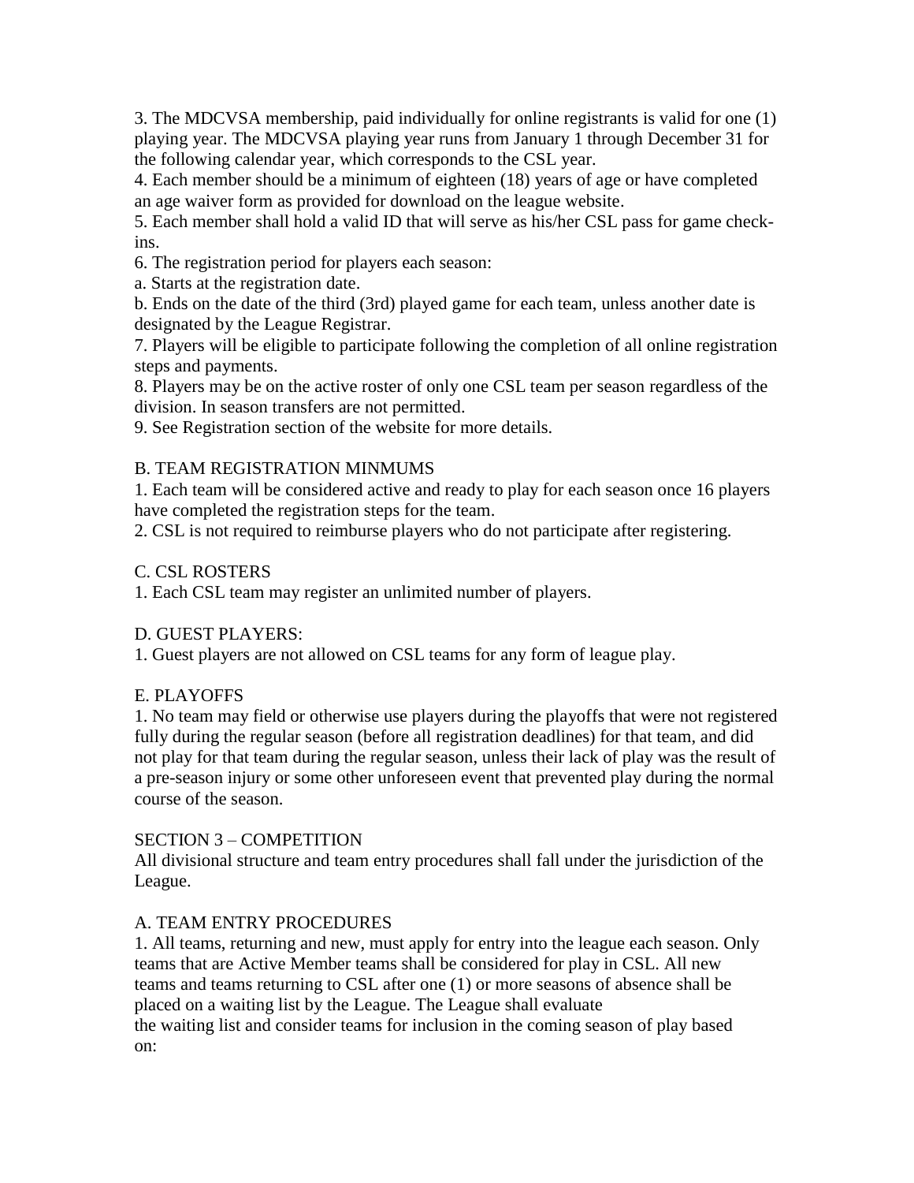3. The MDCVSA membership, paid individually for online registrants is valid for one (1) playing year. The MDCVSA playing year runs from January 1 through December 31 for the following calendar year, which corresponds to the CSL year.

4. Each member should be a minimum of eighteen (18) years of age or have completed an age waiver form as provided for download on the league website.

5. Each member shall hold a valid ID that will serve as his/her CSL pass for game check-ins.

6. The registration period for players each season:

a. Starts at the registration date.

b. Ends on the date of the third (3rd) played game for each team, unless another date is designated by the League Registrar.

7. Players will be eligible to participate following the completion of all online registration steps and payments.

8. Players may be on the active roster of only one CSL team per season regardless of the division. In season transfers are not permitted.

9. See Registration section of the website for more details.

B. TEAM REGISTRATION MINMUMS

1. Each team will be considered active and ready to play for each season once 16 players have completed the registration steps for the team.

2. CSL is not required to reimburse players who do not participate after registering.

C. CSL ROSTERS

1. Each CSL team may register an unlimited number of players.

D. GUEST PLAYERS:

1. Guest players are not allowed on CSL teams for any form of league play.

E. PLAYOFFS

1. No team may field or otherwise use players during the playoffs that were not registered fully during the regular season (before all registration deadlines) for that team, and did not play for that team during the regular season, unless their lack of play was the result of a pre-season injury or some other unforeseen event that prevented play during the normal course of the season.

SECTION 3 – COMPETITION

All divisional structure and team entry procedures shall fall under the jurisdiction of the League.

A. TEAM ENTRY PROCEDURES

1. All teams, returning and new, must apply for entry into the league each season. Only teams that are Active Member teams shall be considered for play in CSL. All new teams and teams returning to CSL after one (1) or more seasons of absence shall be placed on a waiting list by the League. The League shall evaluate the waiting list and consider teams for inclusion in the coming season of play based on: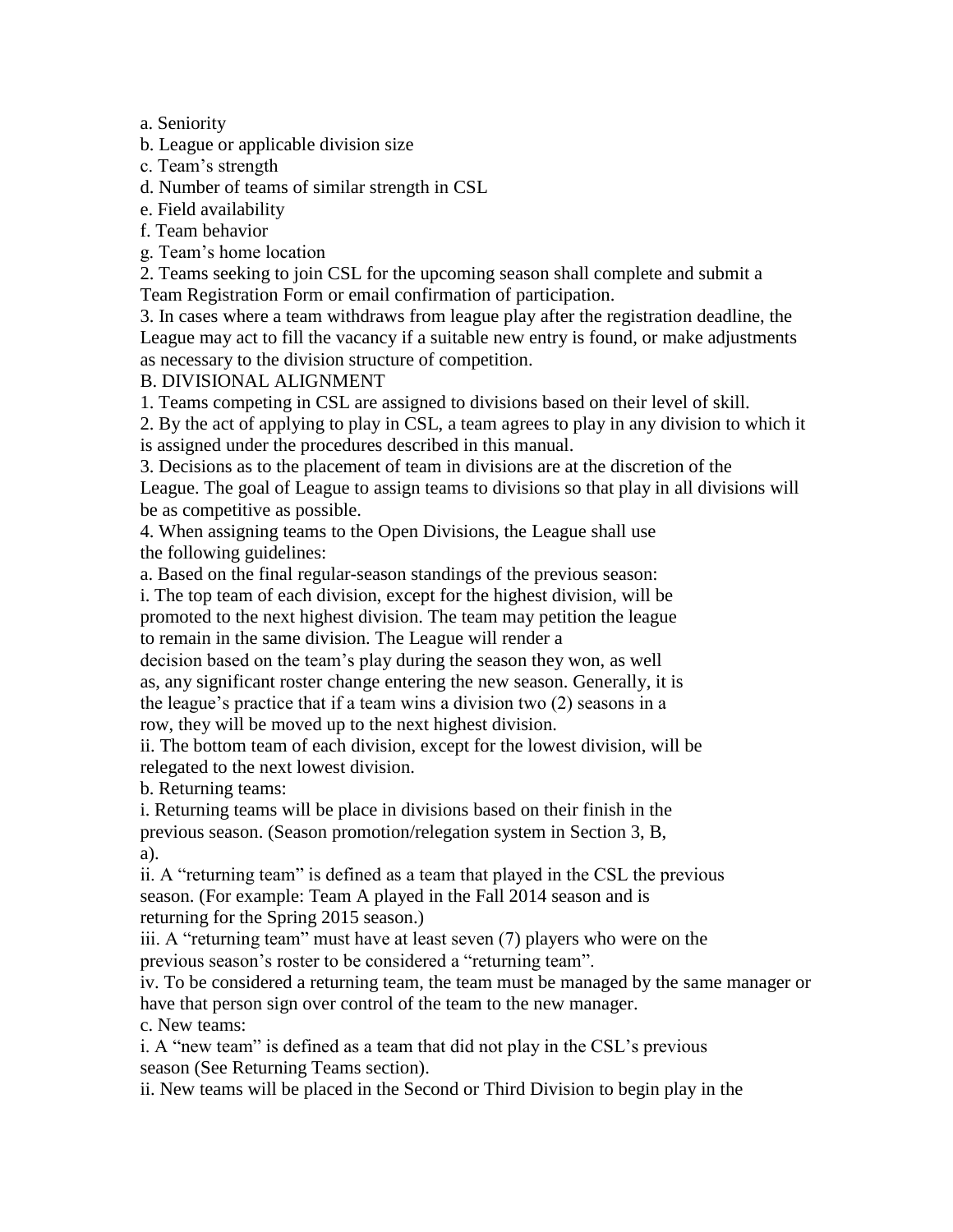a. Seniority
b. League or applicable division size
c. Team's strength
d. Number of teams of similar strength in CSL
e. Field availability
f. Team behavior
g. Team's home location

2. Teams seeking to join CSL for the upcoming season shall complete and submit a Team Registration Form or email confirmation of participation.

3. In cases where a team withdraws from league play after the registration deadline, the League may act to fill the vacancy if a suitable new entry is found, or make adjustments as necessary to the division structure of competition.

B. DIVISIONAL ALIGNMENT

1. Teams competing in CSL are assigned to divisions based on their level of skill.

2. By the act of applying to play in CSL, a team agrees to play in any division to which it is assigned under the procedures described in this manual.

3. Decisions as to the placement of team in divisions are at the discretion of the League. The goal of League to assign teams to divisions so that play in all divisions will be as competitive as possible.

4. When assigning teams to the Open Divisions, the League shall use the following guidelines:

a. Based on the final regular-season standings of the previous season:

i. The top team of each division, except for the highest division, will be promoted to the next highest division. The team may petition the league to remain in the same division. The League will render a decision based on the team's play during the season they won, as well as, any significant roster change entering the new season. Generally, it is the league's practice that if a team wins a division two (2) seasons in a row, they will be moved up to the next highest division.

ii. The bottom team of each division, except for the lowest division, will be relegated to the next lowest division.

b. Returning teams:

i. Returning teams will be place in divisions based on their finish in the previous season. (Season promotion/relegation system in Section 3, B, a).

ii. A "returning team" is defined as a team that played in the CSL the previous season. (For example: Team A played in the Fall 2014 season and is returning for the Spring 2015 season.)

iii. A "returning team" must have at least seven (7) players who were on the previous season's roster to be considered a "returning team".

iv. To be considered a returning team, the team must be managed by the same manager or have that person sign over control of the team to the new manager.

c. New teams:

i. A "new team" is defined as a team that did not play in the CSL's previous season (See Returning Teams section).

ii. New teams will be placed in the Second or Third Division to begin play in the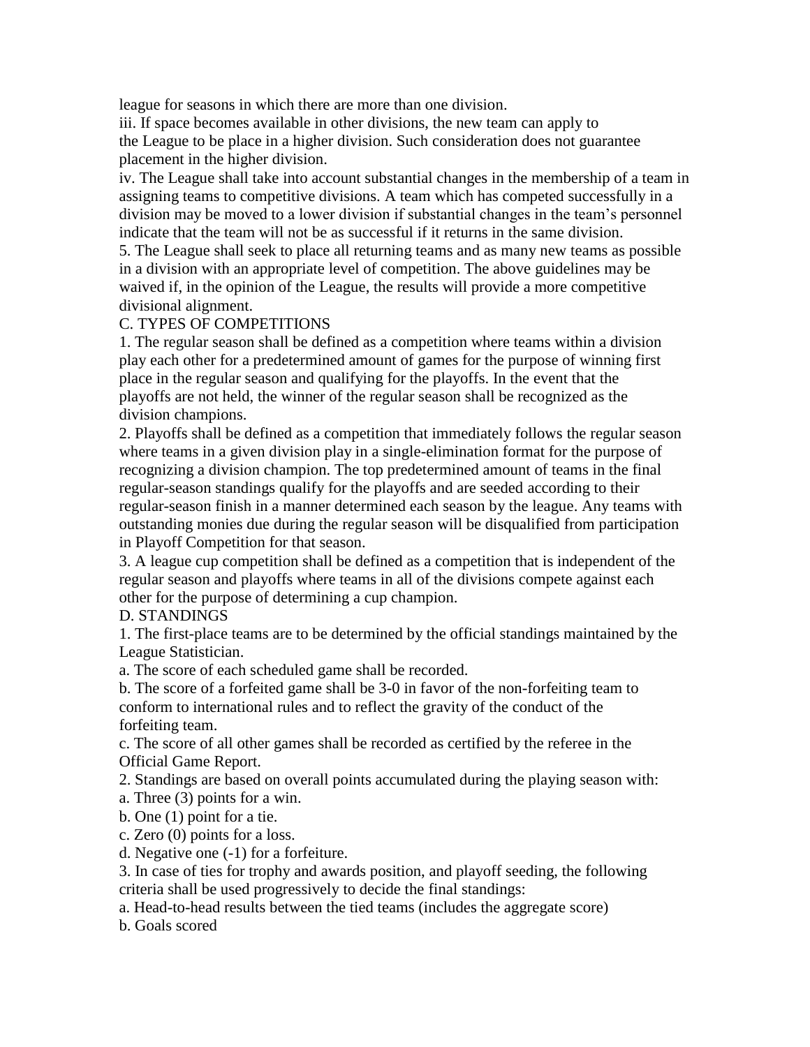league for seasons in which there are more than one division.

iii. If space becomes available in other divisions, the new team can apply to the League to be place in a higher division. Such consideration does not guarantee placement in the higher division.

iv. The League shall take into account substantial changes in the membership of a team in assigning teams to competitive divisions. A team which has competed successfully in a division may be moved to a lower division if substantial changes in the team's personnel indicate that the team will not be as successful if it returns in the same division.

5. The League shall seek to place all returning teams and as many new teams as possible in a division with an appropriate level of competition. The above guidelines may be waived if, in the opinion of the League, the results will provide a more competitive divisional alignment.

C. TYPES OF COMPETITIONS

1. The regular season shall be defined as a competition where teams within a division play each other for a predetermined amount of games for the purpose of winning first place in the regular season and qualifying for the playoffs. In the event that the playoffs are not held, the winner of the regular season shall be recognized as the division champions.

2. Playoffs shall be defined as a competition that immediately follows the regular season where teams in a given division play in a single-elimination format for the purpose of recognizing a division champion. The top predetermined amount of teams in the final regular-season standings qualify for the playoffs and are seeded according to their regular-season finish in a manner determined each season by the league. Any teams with outstanding monies due during the regular season will be disqualified from participation in Playoff Competition for that season.

3. A league cup competition shall be defined as a competition that is independent of the regular season and playoffs where teams in all of the divisions compete against each other for the purpose of determining a cup champion.

D. STANDINGS

1. The first-place teams are to be determined by the official standings maintained by the League Statistician.

a. The score of each scheduled game shall be recorded.

b. The score of a forfeited game shall be 3-0 in favor of the non-forfeiting team to conform to international rules and to reflect the gravity of the conduct of the forfeiting team.

c. The score of all other games shall be recorded as certified by the referee in the Official Game Report.

2. Standings are based on overall points accumulated during the playing season with:

a. Three (3) points for a win.

b. One (1) point for a tie.

c. Zero (0) points for a loss.

d. Negative one (-1) for a forfeiture.

3. In case of ties for trophy and awards position, and playoff seeding, the following criteria shall be used progressively to decide the final standings:

a. Head-to-head results between the tied teams (includes the aggregate score)

b. Goals scored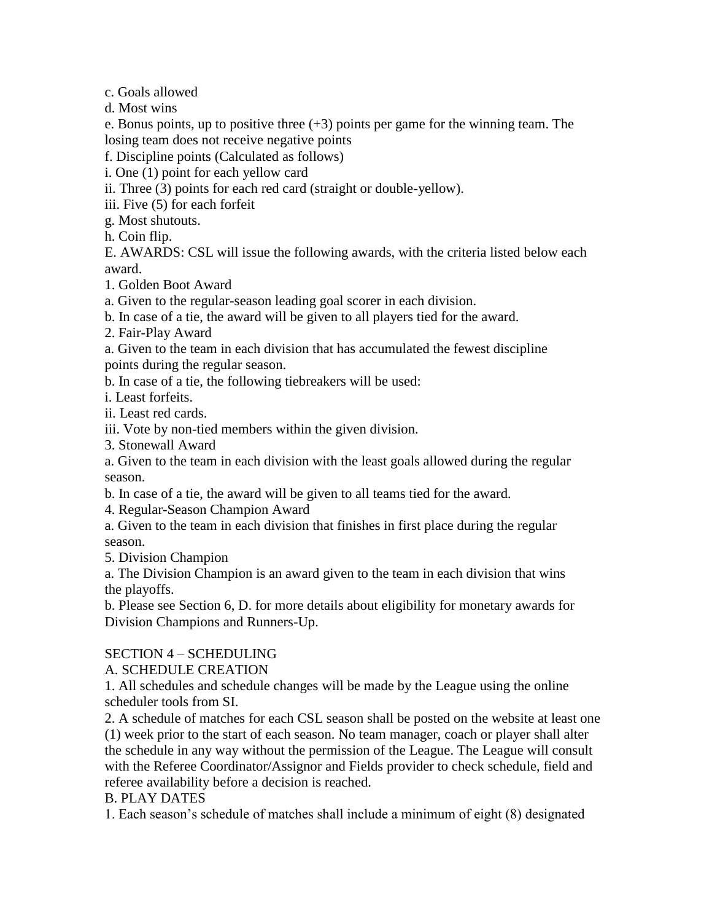c. Goals allowed

d. Most wins

e. Bonus points, up to positive three (+3) points per game for the winning team. The losing team does not receive negative points

f. Discipline points (Calculated as follows)

i. One (1) point for each yellow card

ii. Three (3) points for each red card (straight or double-yellow).

iii. Five (5) for each forfeit

g. Most shutouts.

h. Coin flip.

E. AWARDS: CSL will issue the following awards, with the criteria listed below each award.

1. Golden Boot Award

a. Given to the regular-season leading goal scorer in each division.

b. In case of a tie, the award will be given to all players tied for the award.

2. Fair-Play Award

a. Given to the team in each division that has accumulated the fewest discipline points during the regular season.

b. In case of a tie, the following tiebreakers will be used:

i. Least forfeits.

ii. Least red cards.

iii. Vote by non-tied members within the given division.

3. Stonewall Award

a. Given to the team in each division with the least goals allowed during the regular season.

b. In case of a tie, the award will be given to all teams tied for the award.

4. Regular-Season Champion Award

a. Given to the team in each division that finishes in first place during the regular season.

5. Division Champion

a. The Division Champion is an award given to the team in each division that wins the playoffs.

b. Please see Section 6, D. for more details about eligibility for monetary awards for Division Champions and Runners-Up.

## SECTION 4 – SCHEDULING

### A. SCHEDULE CREATION

1. All schedules and schedule changes will be made by the League using the online scheduler tools from SI.

2. A schedule of matches for each CSL season shall be posted on the website at least one (1) week prior to the start of each season. No team manager, coach or player shall alter the schedule in any way without the permission of the League. The League will consult with the Referee Coordinator/Assignor and Fields provider to check schedule, field and referee availability before a decision is reached.

### B. PLAY DATES

1. Each season's schedule of matches shall include a minimum of eight (8) designated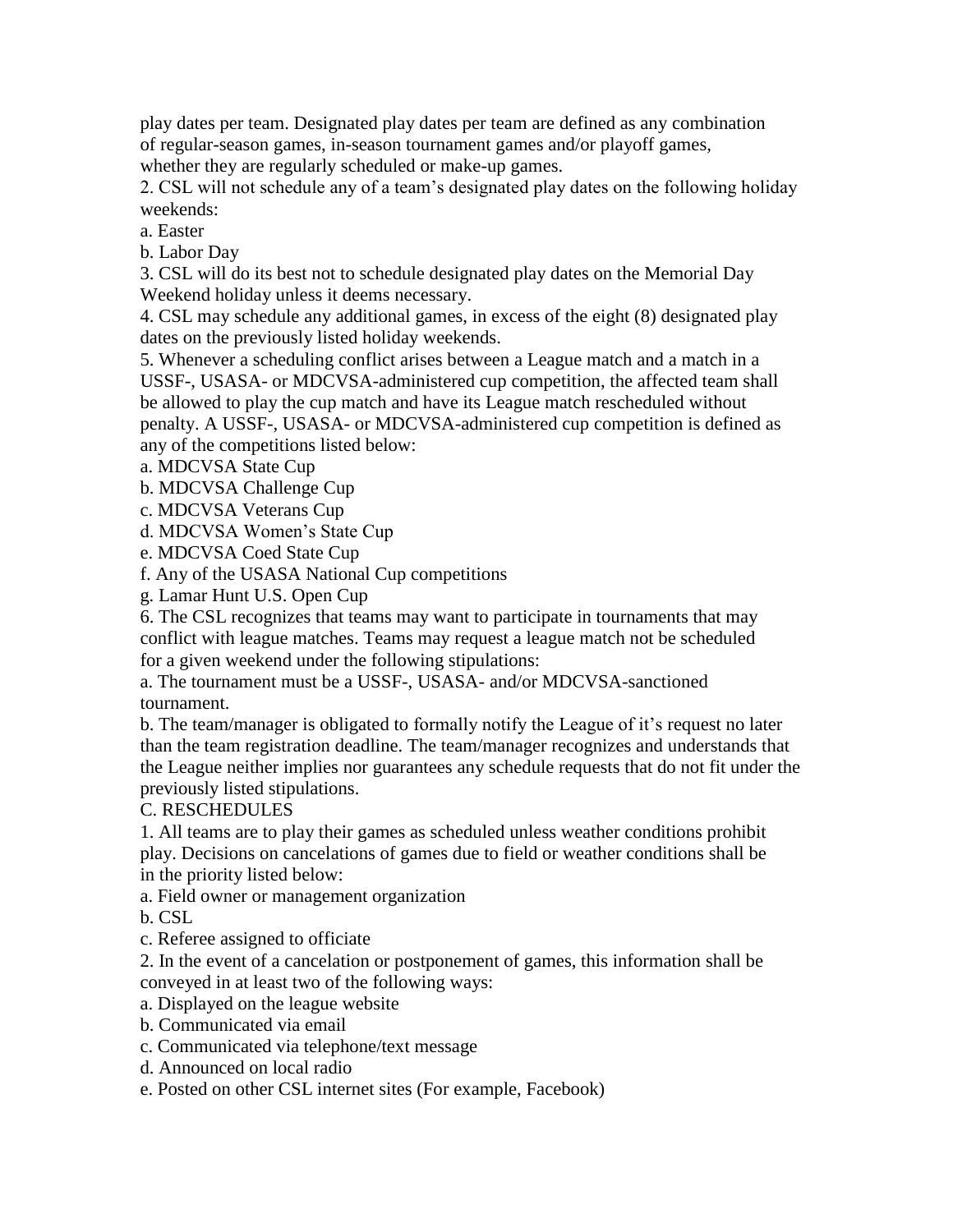play dates per team. Designated play dates per team are defined as any combination of regular-season games, in-season tournament games and/or playoff games, whether they are regularly scheduled or make-up games.

2. CSL will not schedule any of a team's designated play dates on the following holiday weekends:

a. Easter

b. Labor Day

3. CSL will do its best not to schedule designated play dates on the Memorial Day Weekend holiday unless it deems necessary.

4. CSL may schedule any additional games, in excess of the eight (8) designated play dates on the previously listed holiday weekends.

5. Whenever a scheduling conflict arises between a League match and a match in a USSF-, USASA- or MDCVSA-administered cup competition, the affected team shall be allowed to play the cup match and have its League match rescheduled without penalty. A USSF-, USASA- or MDCVSA-administered cup competition is defined as any of the competitions listed below:

a. MDCVSA State Cup

b. MDCVSA Challenge Cup

c. MDCVSA Veterans Cup

d. MDCVSA Women's State Cup

e. MDCVSA Coed State Cup

f. Any of the USASA National Cup competitions

g. Lamar Hunt U.S. Open Cup

6. The CSL recognizes that teams may want to participate in tournaments that may conflict with league matches. Teams may request a league match not be scheduled for a given weekend under the following stipulations:

a. The tournament must be a USSF-, USASA- and/or MDCVSA-sanctioned tournament.

b. The team/manager is obligated to formally notify the League of it's request no later than the team registration deadline. The team/manager recognizes and understands that the League neither implies nor guarantees any schedule requests that do not fit under the previously listed stipulations.

C. RESCHEDULES

1. All teams are to play their games as scheduled unless weather conditions prohibit play. Decisions on cancelations of games due to field or weather conditions shall be in the priority listed below:

a. Field owner or management organization

b. CSL

c. Referee assigned to officiate

2. In the event of a cancelation or postponement of games, this information shall be conveyed in at least two of the following ways:

a. Displayed on the league website

b. Communicated via email

c. Communicated via telephone/text message

d. Announced on local radio

e. Posted on other CSL internet sites (For example, Facebook)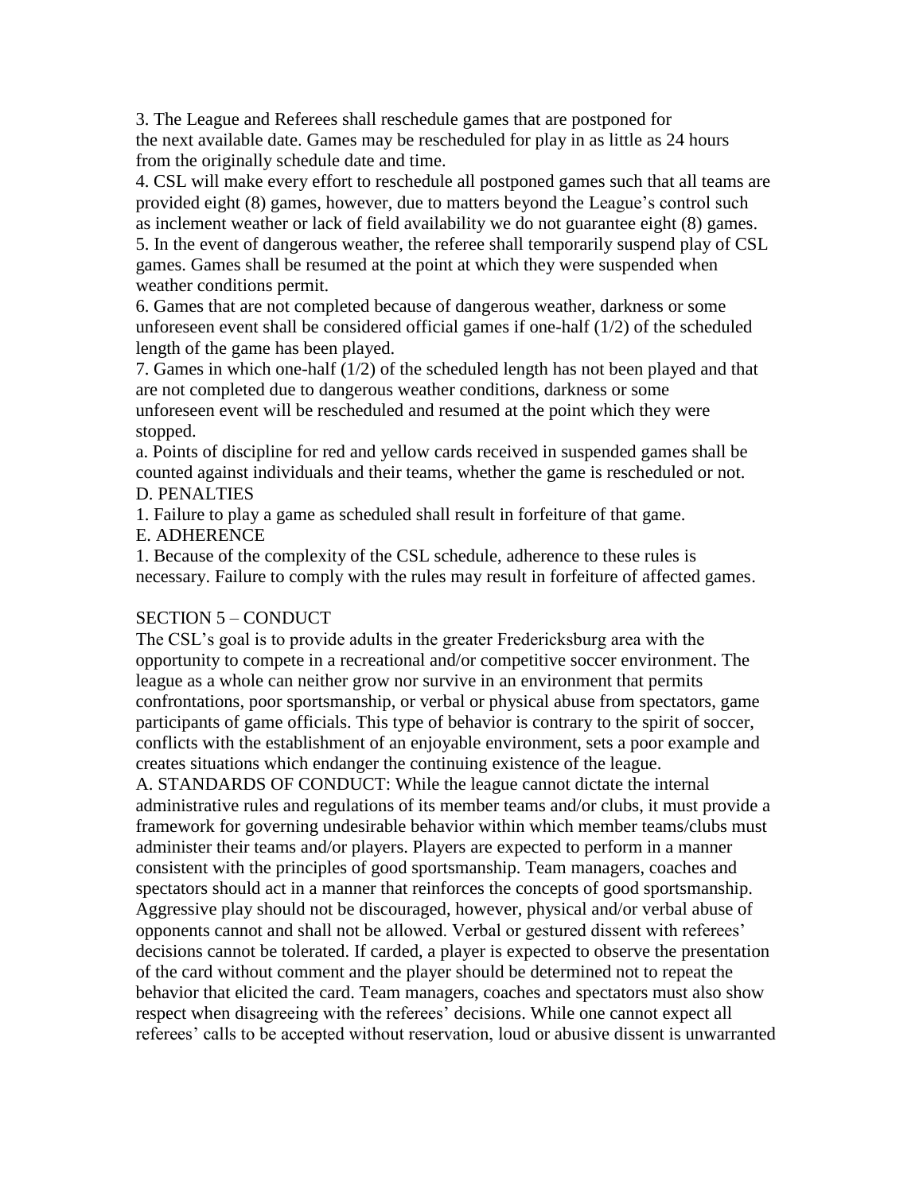3. The League and Referees shall reschedule games that are postponed for the next available date. Games may be rescheduled for play in as little as 24 hours from the originally schedule date and time.

4. CSL will make every effort to reschedule all postponed games such that all teams are provided eight (8) games, however, due to matters beyond the League's control such as inclement weather or lack of field availability we do not guarantee eight (8) games.

5. In the event of dangerous weather, the referee shall temporarily suspend play of CSL games. Games shall be resumed at the point at which they were suspended when weather conditions permit.

6. Games that are not completed because of dangerous weather, darkness or some unforeseen event shall be considered official games if one-half (1/2) of the scheduled length of the game has been played.

7. Games in which one-half (1/2) of the scheduled length has not been played and that are not completed due to dangerous weather conditions, darkness or some unforeseen event will be rescheduled and resumed at the point which they were stopped.

a. Points of discipline for red and yellow cards received in suspended games shall be counted against individuals and their teams, whether the game is rescheduled or not.

D. PENALTIES

1. Failure to play a game as scheduled shall result in forfeiture of that game.

E. ADHERENCE

1. Because of the complexity of the CSL schedule, adherence to these rules is necessary. Failure to comply with the rules may result in forfeiture of affected games.

## SECTION 5 – CONDUCT

The CSL's goal is to provide adults in the greater Fredericksburg area with the opportunity to compete in a recreational and/or competitive soccer environment. The league as a whole can neither grow nor survive in an environment that permits confrontations, poor sportsmanship, or verbal or physical abuse from spectators, game participants of game officials. This type of behavior is contrary to the spirit of soccer, conflicts with the establishment of an enjoyable environment, sets a poor example and creates situations which endanger the continuing existence of the league.

A. STANDARDS OF CONDUCT: While the league cannot dictate the internal administrative rules and regulations of its member teams and/or clubs, it must provide a framework for governing undesirable behavior within which member teams/clubs must administer their teams and/or players. Players are expected to perform in a manner consistent with the principles of good sportsmanship. Team managers, coaches and spectators should act in a manner that reinforces the concepts of good sportsmanship. Aggressive play should not be discouraged, however, physical and/or verbal abuse of opponents cannot and shall not be allowed. Verbal or gestured dissent with referees' decisions cannot be tolerated. If carded, a player is expected to observe the presentation of the card without comment and the player should be determined not to repeat the behavior that elicited the card. Team managers, coaches and spectators must also show respect when disagreeing with the referees' decisions. While one cannot expect all referees' calls to be accepted without reservation, loud or abusive dissent is unwarranted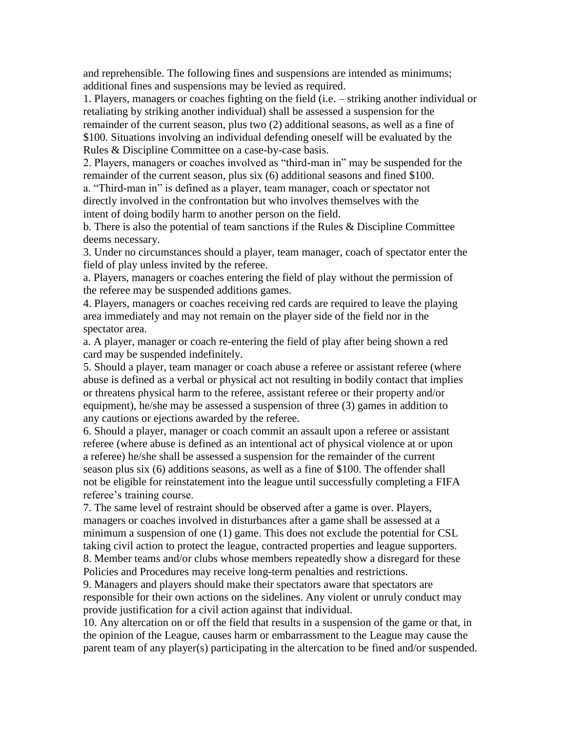and reprehensible. The following fines and suspensions are intended as minimums; additional fines and suspensions may be levied as required.

1. Players, managers or coaches fighting on the field (i.e. – striking another individual or retaliating by striking another individual) shall be assessed a suspension for the remainder of the current season, plus two (2) additional seasons, as well as a fine of $100. Situations involving an individual defending oneself will be evaluated by the Rules & Discipline Committee on a case-by-case basis.
2. Players, managers or coaches involved as "third-man in" may be suspended for the remainder of the current season, plus six (6) additional seasons and fined $100.
   a. "Third-man in" is defined as a player, team manager, coach or spectator not directly involved in the confrontation but who involves themselves with the intent of doing bodily harm to another person on the field.
   b. There is also the potential of team sanctions if the Rules & Discipline Committee deems necessary.
3. Under no circumstances should a player, team manager, coach of spectator enter the field of play unless invited by the referee.
   a. Players, managers or coaches entering the field of play without the permission of the referee may be suspended additions games.
4. Players, managers or coaches receiving red cards are required to leave the playing area immediately and may not remain on the player side of the field nor in the spectator area.
   a. A player, manager or coach re-entering the field of play after being shown a red card may be suspended indefinitely.
5. Should a player, team manager or coach abuse a referee or assistant referee (where abuse is defined as a verbal or physical act not resulting in bodily contact that implies or threatens physical harm to the referee, assistant referee or their property and/or equipment), he/she may be assessed a suspension of three (3) games in addition to any cautions or ejections awarded by the referee.
6. Should a player, manager or coach commit an assault upon a referee or assistant referee (where abuse is defined as an intentional act of physical violence at or upon a referee) he/she shall be assessed a suspension for the remainder of the current season plus six (6) additions seasons, as well as a fine of $100. The offender shall not be eligible for reinstatement into the league until successfully completing a FIFA referee's training course.
7. The same level of restraint should be observed after a game is over. Players, managers or coaches involved in disturbances after a game shall be assessed at a minimum a suspension of one (1) game. This does not exclude the potential for CSL taking civil action to protect the league, contracted properties and league supporters.
8. Member teams and/or clubs whose members repeatedly show a disregard for these Policies and Procedures may receive long-term penalties and restrictions.
9. Managers and players should make their spectators aware that spectators are responsible for their own actions on the sidelines. Any violent or unruly conduct may provide justification for a civil action against that individual.
10. Any altercation on or off the field that results in a suspension of the game or that, in the opinion of the League, causes harm or embarrassment to the League may cause the parent team of any player(s) participating in the altercation to be fined and/or suspended.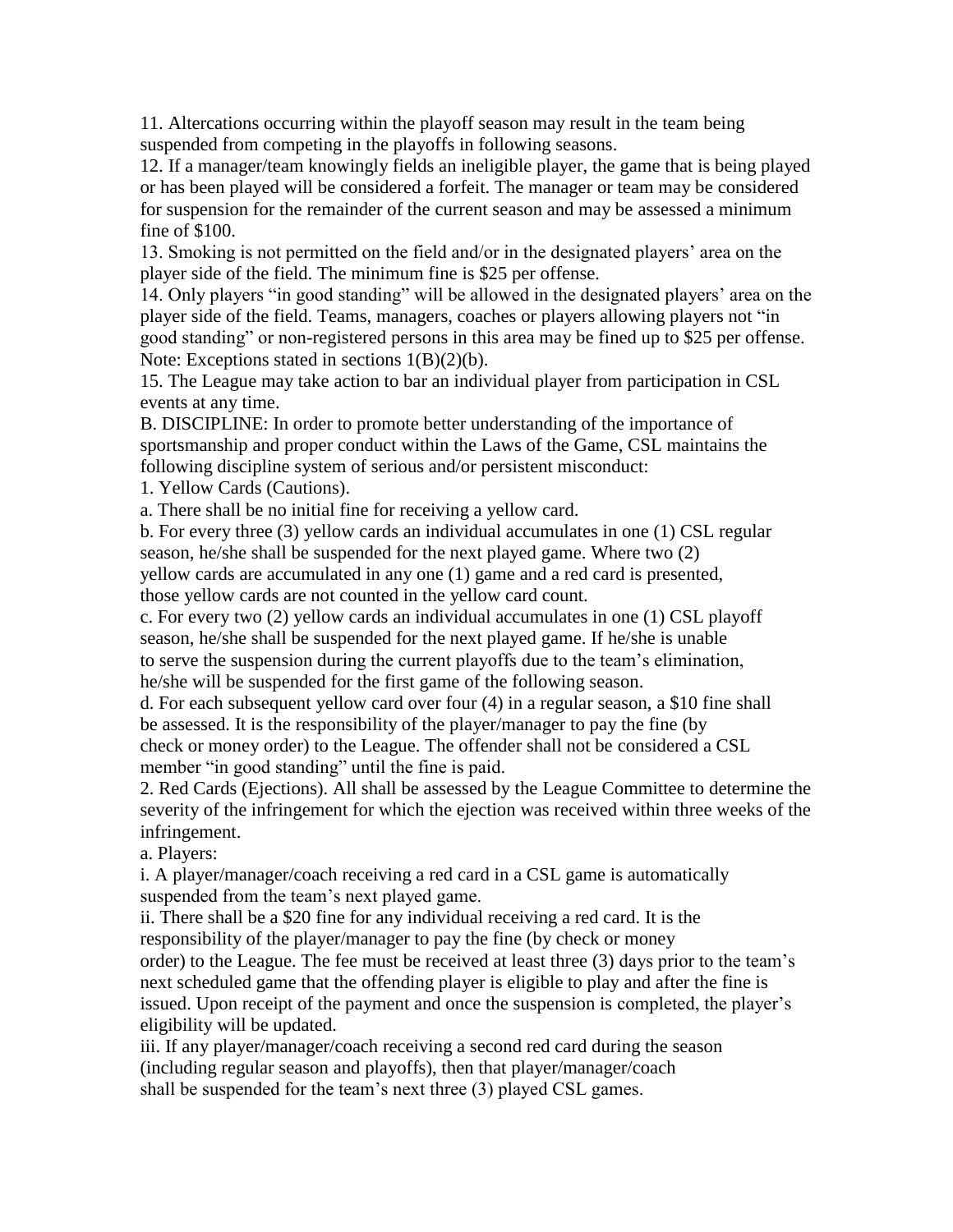11. Altercations occurring within the playoff season may result in the team being suspended from competing in the playoffs in following seasons.

12. If a manager/team knowingly fields an ineligible player, the game that is being played or has been played will be considered a forfeit. The manager or team may be considered for suspension for the remainder of the current season and may be assessed a minimum fine of $100.

13. Smoking is not permitted on the field and/or in the designated players' area on the player side of the field. The minimum fine is $25 per offense.

14. Only players "in good standing" will be allowed in the designated players' area on the player side of the field. Teams, managers, coaches or players allowing players not "in good standing" or non-registered persons in this area may be fined up to $25 per offense. Note: Exceptions stated in sections 1(B)(2)(b).

15. The League may take action to bar an individual player from participation in CSL events at any time.

B. DISCIPLINE: In order to promote better understanding of the importance of sportsmanship and proper conduct within the Laws of the Game, CSL maintains the following discipline system of serious and/or persistent misconduct:

1. Yellow Cards (Cautions).

a. There shall be no initial fine for receiving a yellow card.

b. For every three (3) yellow cards an individual accumulates in one (1) CSL regular season, he/she shall be suspended for the next played game. Where two (2) yellow cards are accumulated in any one (1) game and a red card is presented, those yellow cards are not counted in the yellow card count.

c. For every two (2) yellow cards an individual accumulates in one (1) CSL playoff season, he/she shall be suspended for the next played game. If he/she is unable to serve the suspension during the current playoffs due to the team's elimination, he/she will be suspended for the first game of the following season.

d. For each subsequent yellow card over four (4) in a regular season, a $10 fine shall be assessed. It is the responsibility of the player/manager to pay the fine (by check or money order) to the League. The offender shall not be considered a CSL member "in good standing" until the fine is paid.

2. Red Cards (Ejections). All shall be assessed by the League Committee to determine the severity of the infringement for which the ejection was received within three weeks of the infringement.

a. Players:

i. A player/manager/coach receiving a red card in a CSL game is automatically suspended from the team's next played game.

ii. There shall be a $20 fine for any individual receiving a red card. It is the responsibility of the player/manager to pay the fine (by check or money order) to the League. The fee must be received at least three (3) days prior to the team's next scheduled game that the offending player is eligible to play and after the fine is issued. Upon receipt of the payment and once the suspension is completed, the player's eligibility will be updated.

iii. If any player/manager/coach receiving a second red card during the season (including regular season and playoffs), then that player/manager/coach shall be suspended for the team's next three (3) played CSL games.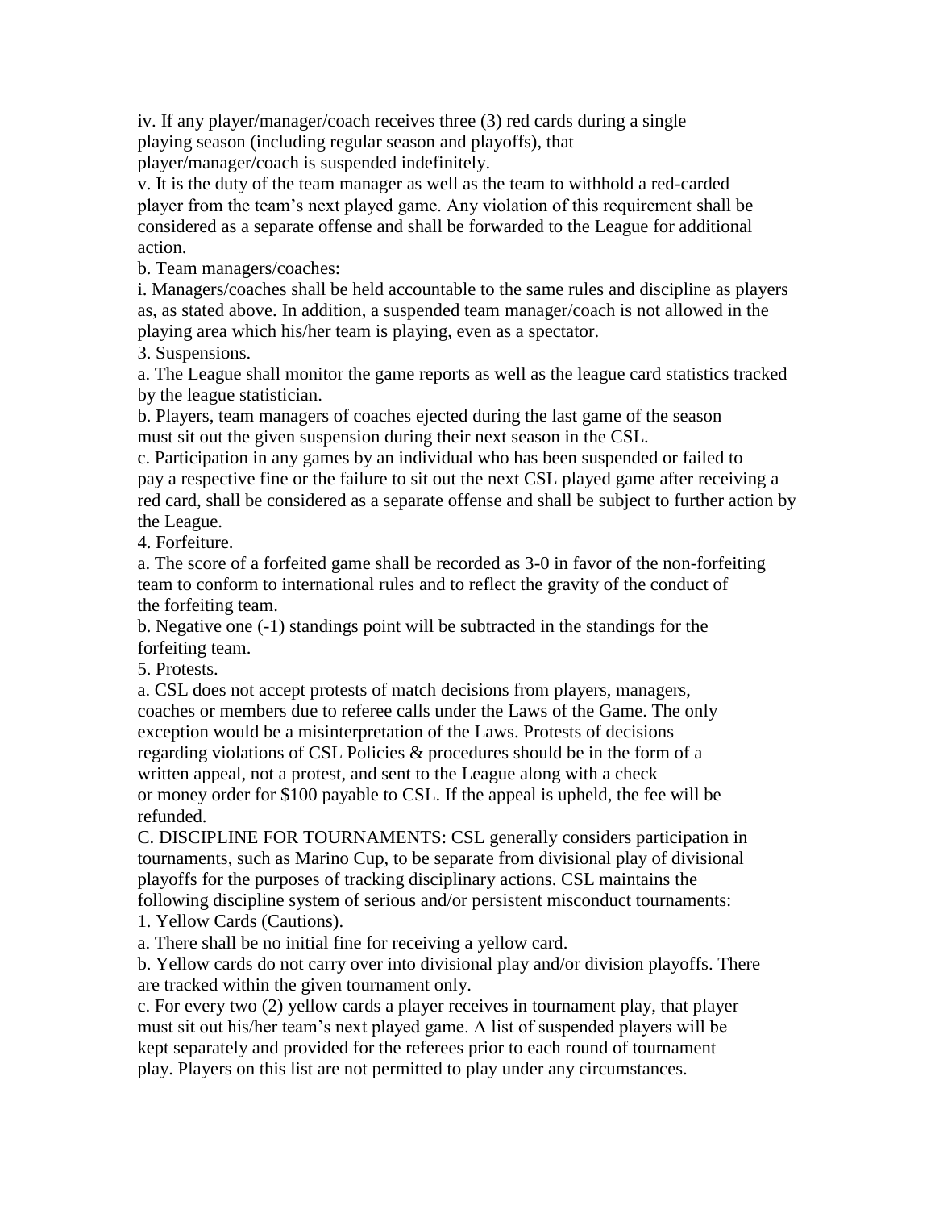iv. If any player/manager/coach receives three (3) red cards during a single playing season (including regular season and playoffs), that player/manager/coach is suspended indefinitely.

v. It is the duty of the team manager as well as the team to withhold a red-carded player from the team's next played game. Any violation of this requirement shall be considered as a separate offense and shall be forwarded to the League for additional action.

b. Team managers/coaches:

i. Managers/coaches shall be held accountable to the same rules and discipline as players as, as stated above. In addition, a suspended team manager/coach is not allowed in the playing area which his/her team is playing, even as a spectator.

3. Suspensions.

a. The League shall monitor the game reports as well as the league card statistics tracked by the league statistician.

b. Players, team managers of coaches ejected during the last game of the season must sit out the given suspension during their next season in the CSL.

c. Participation in any games by an individual who has been suspended or failed to pay a respective fine or the failure to sit out the next CSL played game after receiving a red card, shall be considered as a separate offense and shall be subject to further action by the League.

4. Forfeiture.

a. The score of a forfeited game shall be recorded as 3-0 in favor of the non-forfeiting team to conform to international rules and to reflect the gravity of the conduct of the forfeiting team.

b. Negative one (-1) standings point will be subtracted in the standings for the forfeiting team.

5. Protests.

a. CSL does not accept protests of match decisions from players, managers, coaches or members due to referee calls under the Laws of the Game. The only exception would be a misinterpretation of the Laws. Protests of decisions regarding violations of CSL Policies & procedures should be in the form of a written appeal, not a protest, and sent to the League along with a check or money order for $100 payable to CSL. If the appeal is upheld, the fee will be refunded.

C. DISCIPLINE FOR TOURNAMENTS: CSL generally considers participation in tournaments, such as Marino Cup, to be separate from divisional play of divisional playoffs for the purposes of tracking disciplinary actions. CSL maintains the following discipline system of serious and/or persistent misconduct tournaments:

1. Yellow Cards (Cautions).

a. There shall be no initial fine for receiving a yellow card.

b. Yellow cards do not carry over into divisional play and/or division playoffs. There are tracked within the given tournament only.

c. For every two (2) yellow cards a player receives in tournament play, that player must sit out his/her team's next played game. A list of suspended players will be kept separately and provided for the referees prior to each round of tournament play. Players on this list are not permitted to play under any circumstances.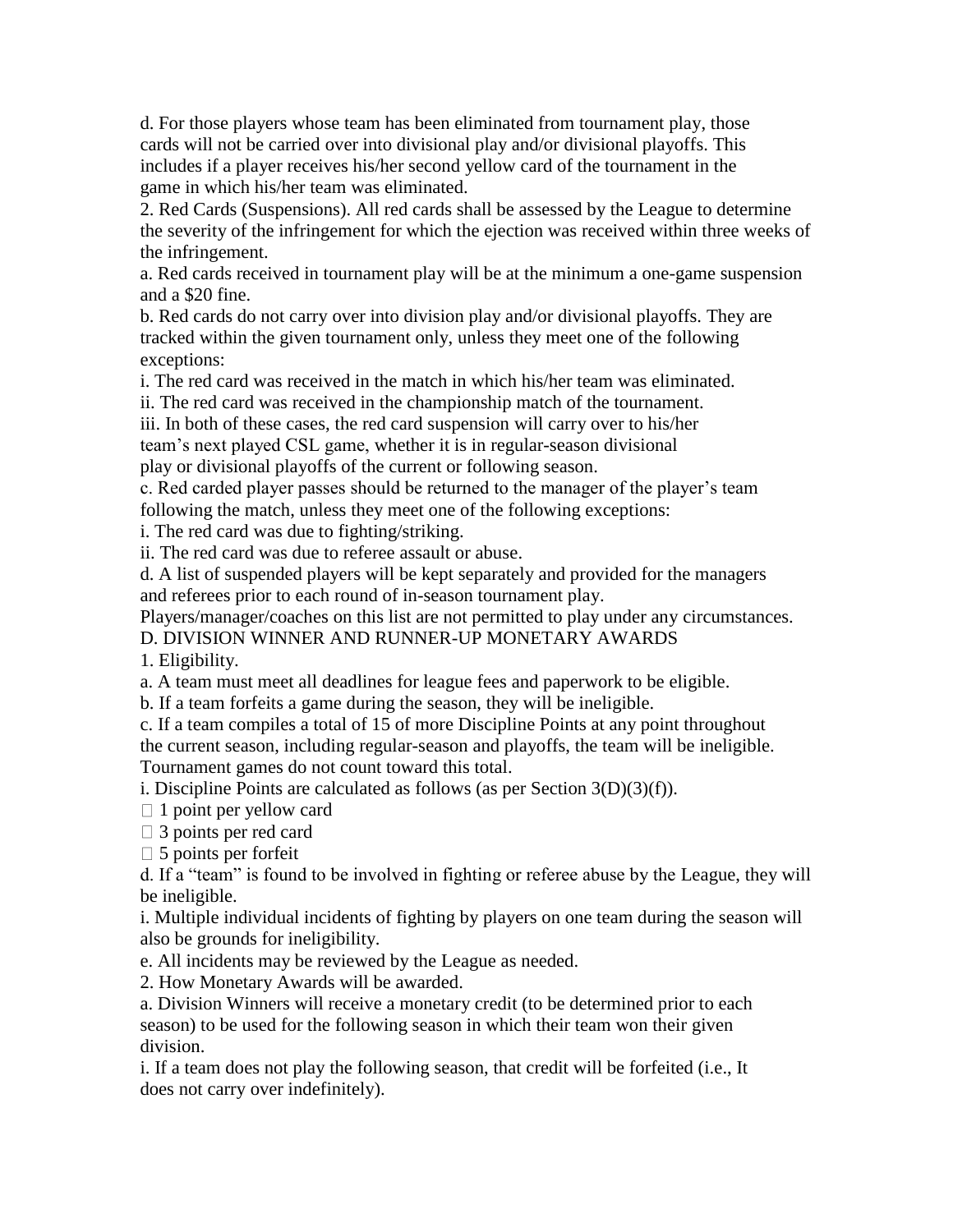d. For those players whose team has been eliminated from tournament play, those cards will not be carried over into divisional play and/or divisional playoffs. This includes if a player receives his/her second yellow card of the tournament in the game in which his/her team was eliminated.

2. Red Cards (Suspensions). All red cards shall be assessed by the League to determine the severity of the infringement for which the ejection was received within three weeks of the infringement.

a. Red cards received in tournament play will be at the minimum a one-game suspension and a $20 fine.

b. Red cards do not carry over into division play and/or divisional playoffs. They are tracked within the given tournament only, unless they meet one of the following exceptions:

i. The red card was received in the match in which his/her team was eliminated.

ii. The red card was received in the championship match of the tournament.

iii. In both of these cases, the red card suspension will carry over to his/her team's next played CSL game, whether it is in regular-season divisional play or divisional playoffs of the current or following season.

c. Red carded player passes should be returned to the manager of the player's team following the match, unless they meet one of the following exceptions:

i. The red card was due to fighting/striking.

ii. The red card was due to referee assault or abuse.

d. A list of suspended players will be kept separately and provided for the managers and referees prior to each round of in-season tournament play.

Players/manager/coaches on this list are not permitted to play under any circumstances.

D. DIVISION WINNER AND RUNNER-UP MONETARY AWARDS

1. Eligibility.

a. A team must meet all deadlines for league fees and paperwork to be eligible.

b. If a team forfeits a game during the season, they will be ineligible.

c. If a team compiles a total of 15 of more Discipline Points at any point throughout the current season, including regular-season and playoffs, the team will be ineligible. Tournament games do not count toward this total.

i. Discipline Points are calculated as follows (as per Section 3(D)(3)(f)).

- 1 point per yellow card
- 3 points per red card
- 5 points per forfeit

d. If a "team" is found to be involved in fighting or referee abuse by the League, they will be ineligible.

i. Multiple individual incidents of fighting by players on one team during the season will also be grounds for ineligibility.

e. All incidents may be reviewed by the League as needed.

2. How Monetary Awards will be awarded.

a. Division Winners will receive a monetary credit (to be determined prior to each season) to be used for the following season in which their team won their given division.

i. If a team does not play the following season, that credit will be forfeited (i.e., It does not carry over indefinitely).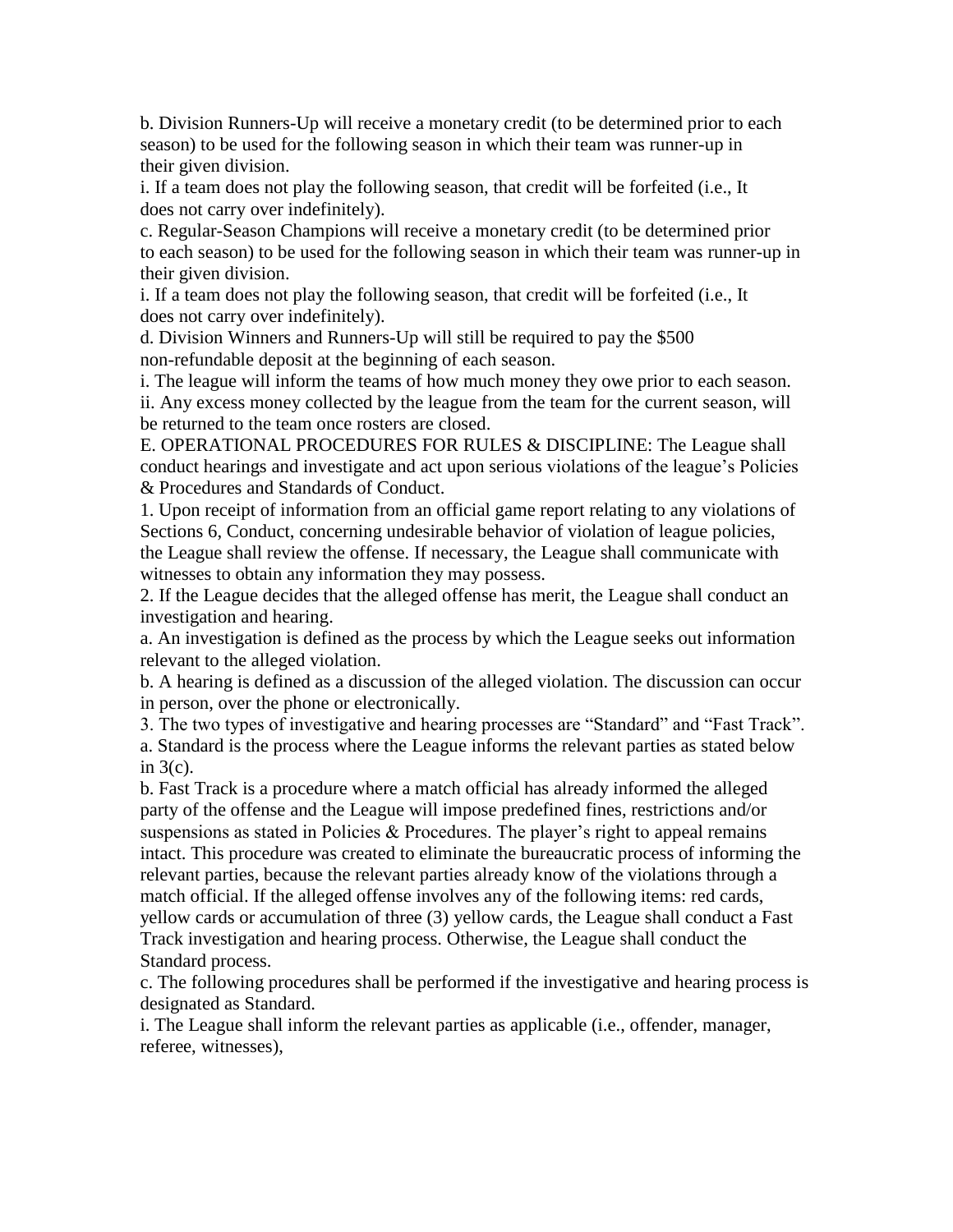b. Division Runners-Up will receive a monetary credit (to be determined prior to each season) to be used for the following season in which their team was runner-up in their given division.

i. If a team does not play the following season, that credit will be forfeited (i.e., It does not carry over indefinitely).

c. Regular-Season Champions will receive a monetary credit (to be determined prior to each season) to be used for the following season in which their team was runner-up in their given division.

i. If a team does not play the following season, that credit will be forfeited (i.e., It does not carry over indefinitely).

d. Division Winners and Runners-Up will still be required to pay the $500 non-refundable deposit at the beginning of each season.

i. The league will inform the teams of how much money they owe prior to each season.

ii. Any excess money collected by the league from the team for the current season, will be returned to the team once rosters are closed.

E. OPERATIONAL PROCEDURES FOR RULES & DISCIPLINE: The League shall conduct hearings and investigate and act upon serious violations of the league's Policies & Procedures and Standards of Conduct.

1. Upon receipt of information from an official game report relating to any violations of Sections 6, Conduct, concerning undesirable behavior of violation of league policies, the League shall review the offense. If necessary, the League shall communicate with witnesses to obtain any information they may possess.

2. If the League decides that the alleged offense has merit, the League shall conduct an investigation and hearing.

a. An investigation is defined as the process by which the League seeks out information relevant to the alleged violation.

b. A hearing is defined as a discussion of the alleged violation. The discussion can occur in person, over the phone or electronically.

3. The two types of investigative and hearing processes are "Standard" and "Fast Track".

a. Standard is the process where the League informs the relevant parties as stated below in 3(c).

b. Fast Track is a procedure where a match official has already informed the alleged party of the offense and the League will impose predefined fines, restrictions and/or suspensions as stated in Policies & Procedures. The player's right to appeal remains intact. This procedure was created to eliminate the bureaucratic process of informing the relevant parties, because the relevant parties already know of the violations through a match official. If the alleged offense involves any of the following items: red cards, yellow cards or accumulation of three (3) yellow cards, the League shall conduct a Fast Track investigation and hearing process. Otherwise, the League shall conduct the Standard process.

c. The following procedures shall be performed if the investigative and hearing process is designated as Standard.

i. The League shall inform the relevant parties as applicable (i.e., offender, manager, referee, witnesses),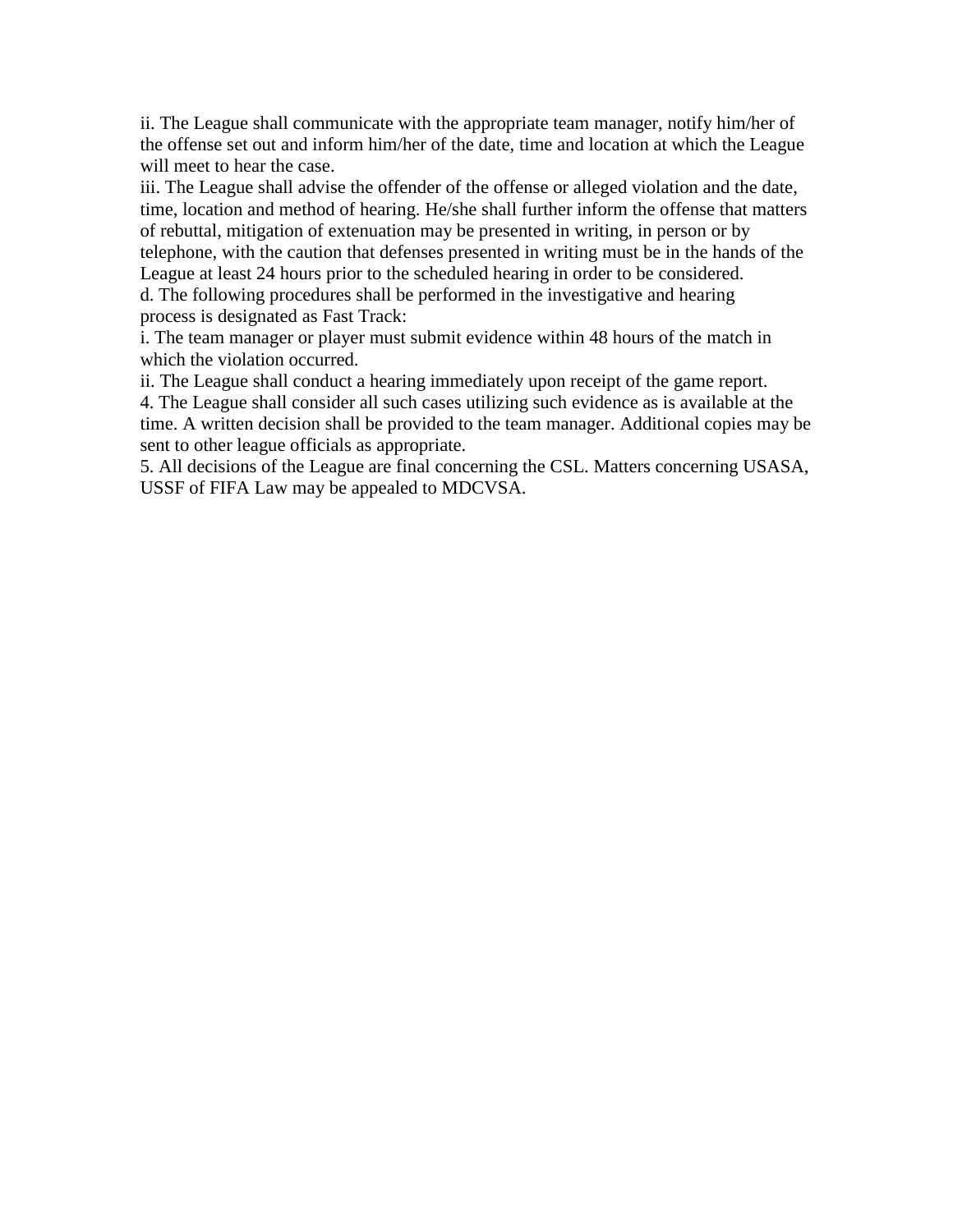ii. The League shall communicate with the appropriate team manager, notify him/her of the offense set out and inform him/her of the date, time and location at which the League will meet to hear the case.

iii. The League shall advise the offender of the offense or alleged violation and the date, time, location and method of hearing. He/she shall further inform the offense that matters of rebuttal, mitigation of extenuation may be presented in writing, in person or by telephone, with the caution that defenses presented in writing must be in the hands of the League at least 24 hours prior to the scheduled hearing in order to be considered.

d. The following procedures shall be performed in the investigative and hearing process is designated as Fast Track:

i. The team manager or player must submit evidence within 48 hours of the match in which the violation occurred.

ii. The League shall conduct a hearing immediately upon receipt of the game report.

4. The League shall consider all such cases utilizing such evidence as is available at the time. A written decision shall be provided to the team manager. Additional copies may be sent to other league officials as appropriate.

5. All decisions of the League are final concerning the CSL. Matters concerning USASA, USSF of FIFA Law may be appealed to MDCVSA.